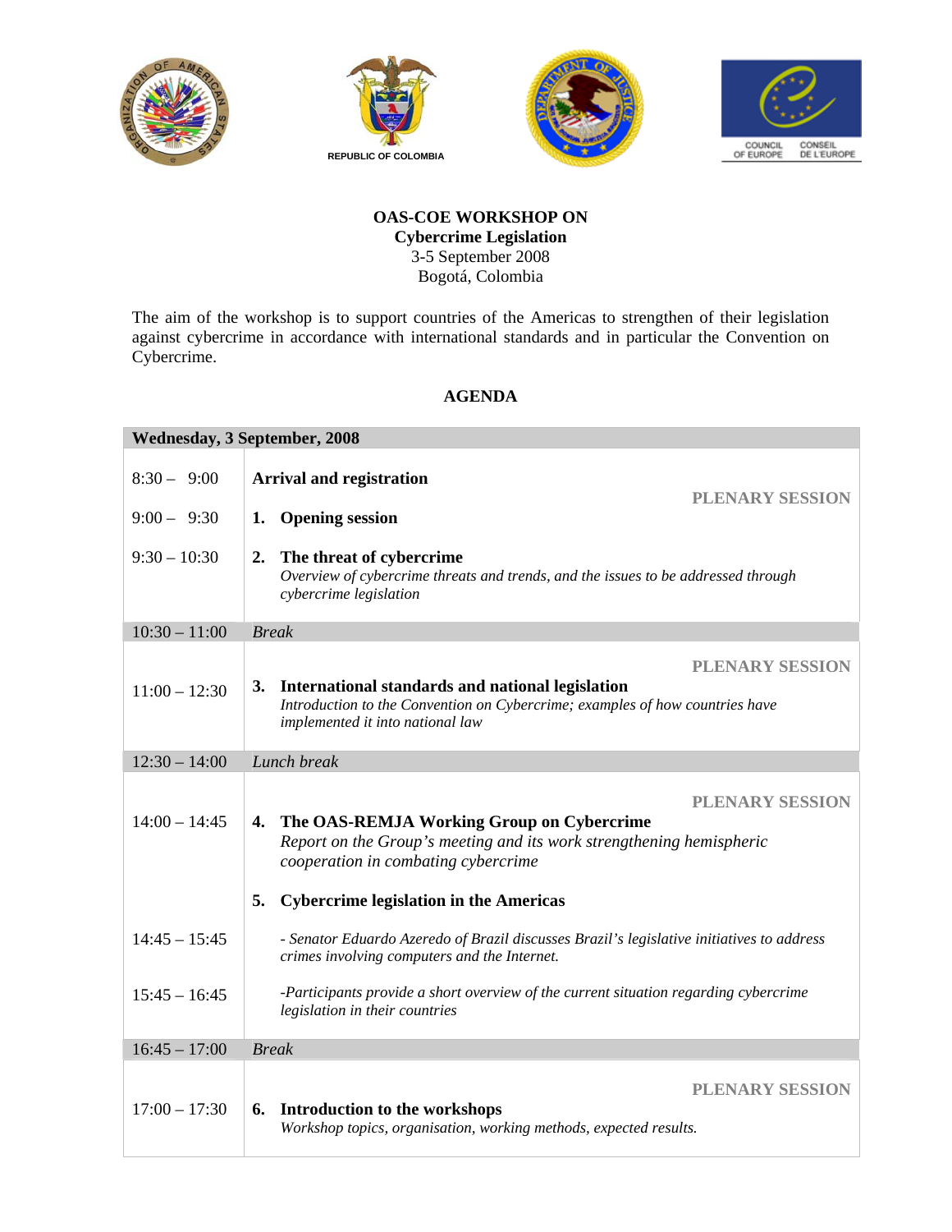REPUBLIC OF COLOMBIA

COUNCIL OF EUROPE CONSEIL DE L'EUROPE

**OAS-COE WORKSHOP ON**
**Cybercrime Legislation**
3-5 September 2008
Bogotá, Colombia

The aim of the workshop is to support countries of the Americas to strengthen of their legislation against cybercrime in accordance with international standards and in particular the Convention on Cybercrime.

**AGENDA**

| **Wednesday, 3 September, 2008** | |
|---|---|
| 8:30 – 9:00 | **Arrival and registration** |
| | **PLENARY SESSION** |
| 9:00 – 9:30 | **1. Opening session** |
| 9:30 – 10:30 | **2. The threat of cybercrime** *Overview of cybercrime threats and trends, and the issues to be addressed through cybercrime legislation* |
| 10:30 – 11:00 | *Break* |
| | **PLENARY SESSION** |
| 11:00 – 12:30 | **3. International standards and national legislation** *Introduction to the Convention on Cybercrime; examples of how countries have implemented it into national law* |
| 12:30 – 14:00 | *Lunch break* |
| | **PLENARY SESSION** |
| 14:00 – 14:45 | **4. The OAS-REMJA Working Group on Cybercrime** *Report on the Group's meeting and its work strengthening hemispheric cooperation in combating cybercrime* |
| | **5. Cybercrime legislation in the Americas** |
| 14:45 – 15:45 | *- Senator Eduardo Azeredo of Brazil discusses Brazil's legislative initiatives to address crimes involving computers and the Internet.* |
| 15:45 – 16:45 | *-Participants provide a short overview of the current situation regarding cybercrime legislation in their countries* |
| 16:45 – 17:00 | *Break* |
| | **PLENARY SESSION** |
| 17:00 – 17:30 | **6. Introduction to the workshops** *Workshop topics, organisation, working methods, expected results.* |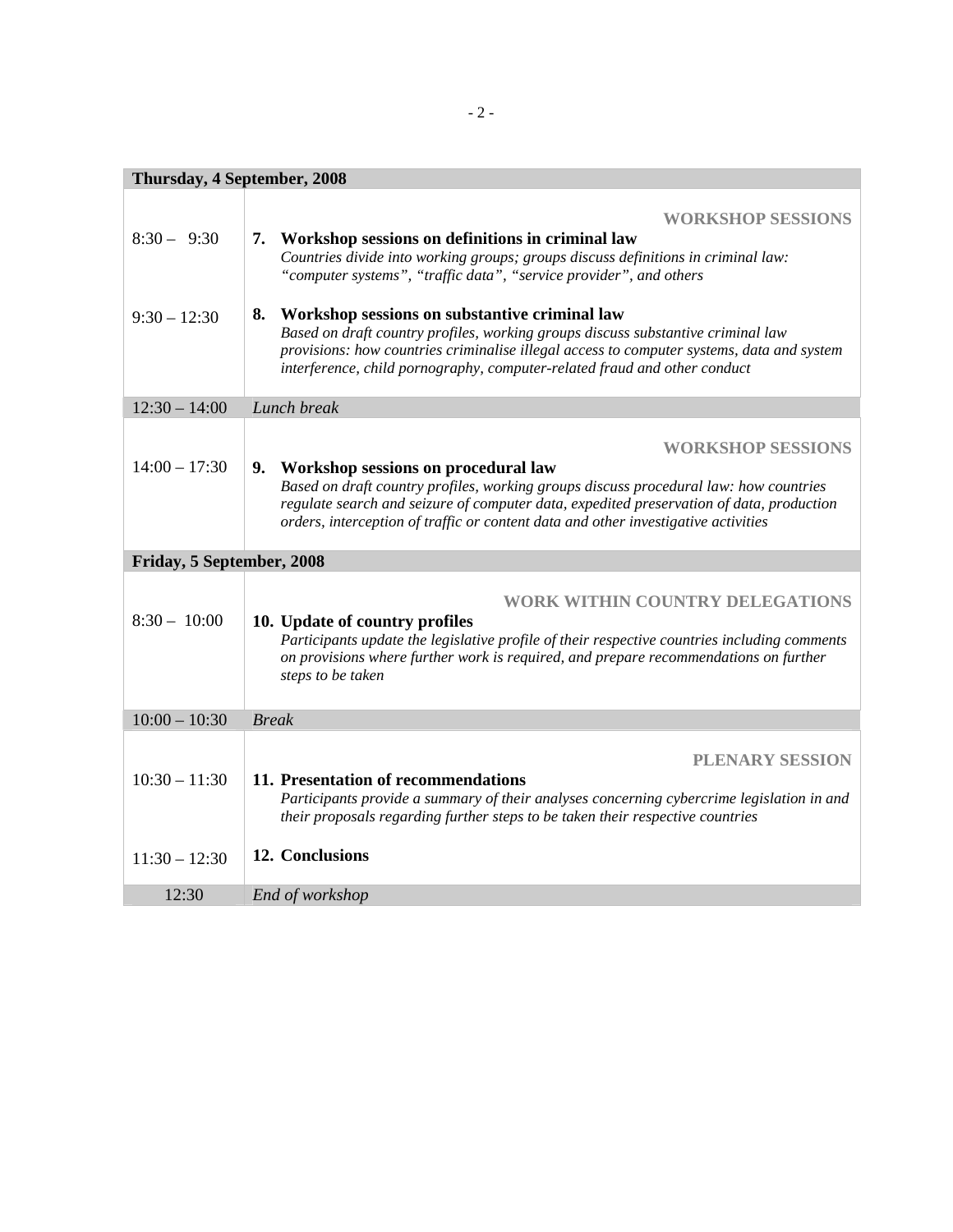| Thursday, 4 September, 2008 | |
|---|---|
| 8:30 – 9:30 | **WORKSHOP SESSIONS**<br>**7. Workshop sessions on definitions in criminal law**<br>*Countries divide into working groups; groups discuss definitions in criminal law: "computer systems", "traffic data", "service provider", and others* |
| 9:30 – 12:30 | **8. Workshop sessions on substantive criminal law**<br>*Based on draft country profiles, working groups discuss substantive criminal law provisions: how countries criminalise illegal access to computer systems, data and system interference, child pornography, computer-related fraud and other conduct* |
| 12:30 – 14:00 | *Lunch break* |
| 14:00 – 17:30 | **WORKSHOP SESSIONS**<br>**9. Workshop sessions on procedural law**<br>*Based on draft country profiles, working groups discuss procedural law: how countries regulate search and seizure of computer data, expedited preservation of data, production orders, interception of traffic or content data and other investigative activities* |
| **Friday, 5 September, 2008** | |
| 8:30 – 10:00 | **WORK WITHIN COUNTRY DELEGATIONS**<br>**10. Update of country profiles**<br>*Participants update the legislative profile of their respective countries including comments on provisions where further work is required, and prepare recommendations on further steps to be taken* |
| 10:00 – 10:30 | *Break* |
| 10:30 – 11:30 | **PLENARY SESSION**<br>**11. Presentation of recommendations**<br>*Participants provide a summary of their analyses concerning cybercrime legislation in and their proposals regarding further steps to be taken their respective countries* |
| 11:30 – 12:30 | **12. Conclusions** |
| 12:30 | *End of workshop* |